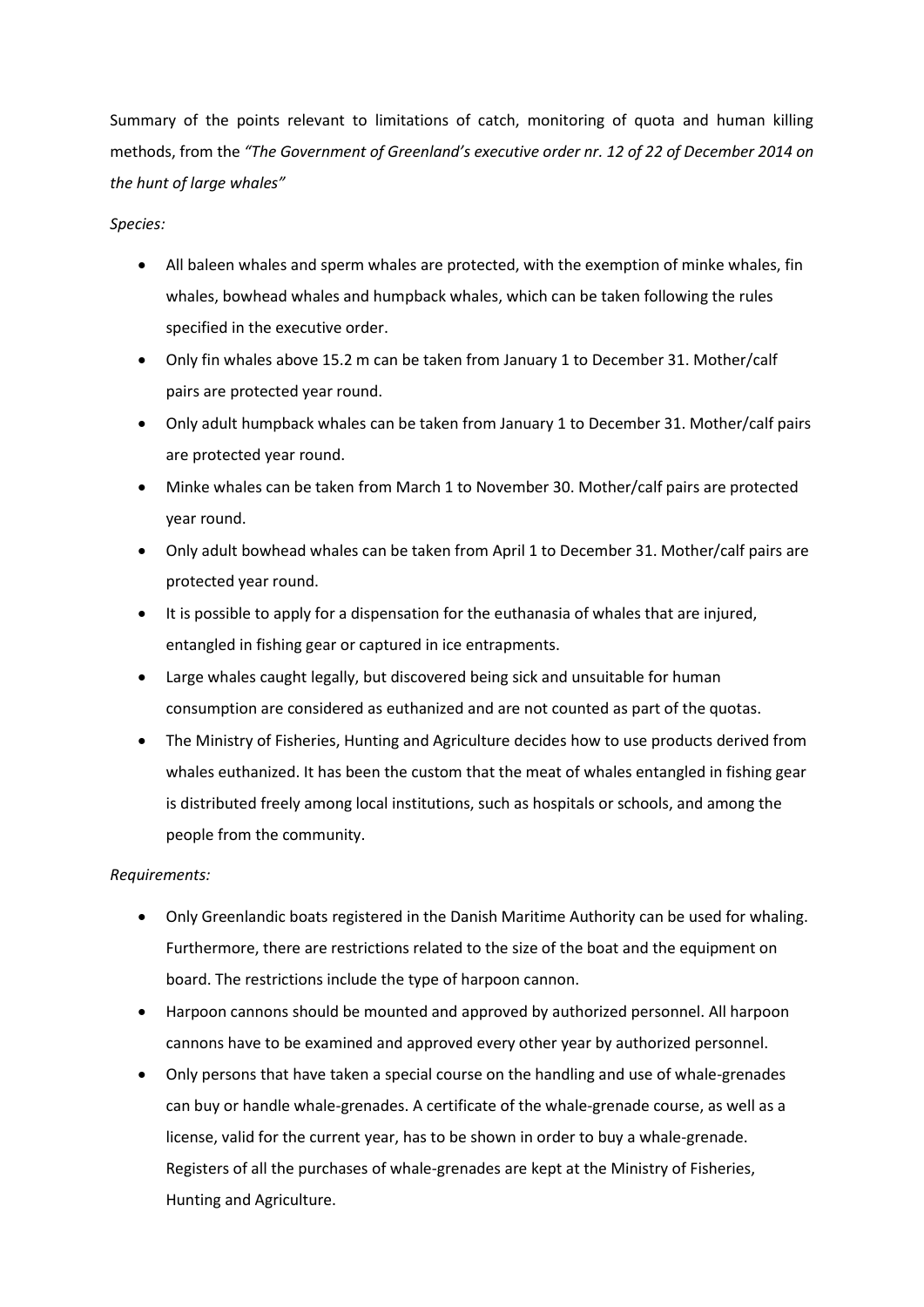Summary of the points relevant to limitations of catch, monitoring of quota and human killing methods, from the *"The Government of Greenland's executive order nr. 12 of 22 of December 2014 on the hunt of large whales"*

*Species:*

- All baleen whales and sperm whales are protected, with the exemption of minke whales, fin whales, bowhead whales and humpback whales, which can be taken following the rules specified in the executive order.
- Only fin whales above 15.2 m can be taken from January 1 to December 31. Mother/calf pairs are protected year round.
- Only adult humpback whales can be taken from January 1 to December 31. Mother/calf pairs are protected year round.
- Minke whales can be taken from March 1 to November 30. Mother/calf pairs are protected year round.
- Only adult bowhead whales can be taken from April 1 to December 31. Mother/calf pairs are protected year round.
- It is possible to apply for a dispensation for the euthanasia of whales that are injured, entangled in fishing gear or captured in ice entrapments.
- Large whales caught legally, but discovered being sick and unsuitable for human consumption are considered as euthanized and are not counted as part of the quotas.
- The Ministry of Fisheries, Hunting and Agriculture decides how to use products derived from whales euthanized. It has been the custom that the meat of whales entangled in fishing gear is distributed freely among local institutions, such as hospitals or schools, and among the people from the community.

*Requirements:*

- Only Greenlandic boats registered in the Danish Maritime Authority can be used for whaling. Furthermore, there are restrictions related to the size of the boat and the equipment on board. The restrictions include the type of harpoon cannon.
- Harpoon cannons should be mounted and approved by authorized personnel. All harpoon cannons have to be examined and approved every other year by authorized personnel.
- Only persons that have taken a special course on the handling and use of whale-grenades can buy or handle whale-grenades. A certificate of the whale-grenade course, as well as a license, valid for the current year, has to be shown in order to buy a whale-grenade. Registers of all the purchases of whale-grenades are kept at the Ministry of Fisheries, Hunting and Agriculture.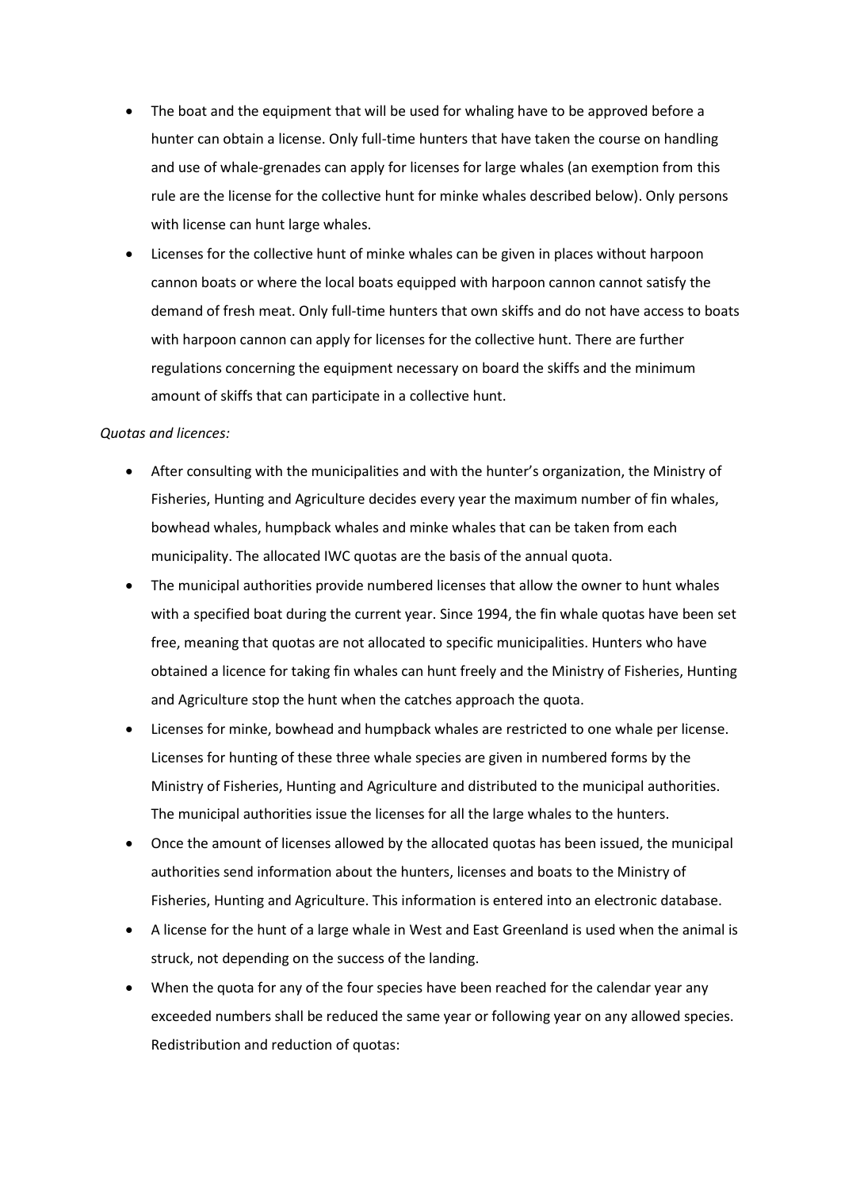- The boat and the equipment that will be used for whaling have to be approved before a hunter can obtain a license. Only full-time hunters that have taken the course on handling and use of whale-grenades can apply for licenses for large whales (an exemption from this rule are the license for the collective hunt for minke whales described below). Only persons with license can hunt large whales.
- Licenses for the collective hunt of minke whales can be given in places without harpoon cannon boats or where the local boats equipped with harpoon cannon cannot satisfy the demand of fresh meat. Only full-time hunters that own skiffs and do not have access to boats with harpoon cannon can apply for licenses for the collective hunt. There are further regulations concerning the equipment necessary on board the skiffs and the minimum amount of skiffs that can participate in a collective hunt.

*Quotas and licences:*

- After consulting with the municipalities and with the hunter's organization, the Ministry of Fisheries, Hunting and Agriculture decides every year the maximum number of fin whales, bowhead whales, humpback whales and minke whales that can be taken from each municipality. The allocated IWC quotas are the basis of the annual quota.
- The municipal authorities provide numbered licenses that allow the owner to hunt whales with a specified boat during the current year. Since 1994, the fin whale quotas have been set free, meaning that quotas are not allocated to specific municipalities. Hunters who have obtained a licence for taking fin whales can hunt freely and the Ministry of Fisheries, Hunting and Agriculture stop the hunt when the catches approach the quota.
- Licenses for minke, bowhead and humpback whales are restricted to one whale per license. Licenses for hunting of these three whale species are given in numbered forms by the Ministry of Fisheries, Hunting and Agriculture and distributed to the municipal authorities. The municipal authorities issue the licenses for all the large whales to the hunters.
- Once the amount of licenses allowed by the allocated quotas has been issued, the municipal authorities send information about the hunters, licenses and boats to the Ministry of Fisheries, Hunting and Agriculture. This information is entered into an electronic database.
- A license for the hunt of a large whale in West and East Greenland is used when the animal is struck, not depending on the success of the landing.
- When the quota for any of the four species have been reached for the calendar year any exceeded numbers shall be reduced the same year or following year on any allowed species. Redistribution and reduction of quotas: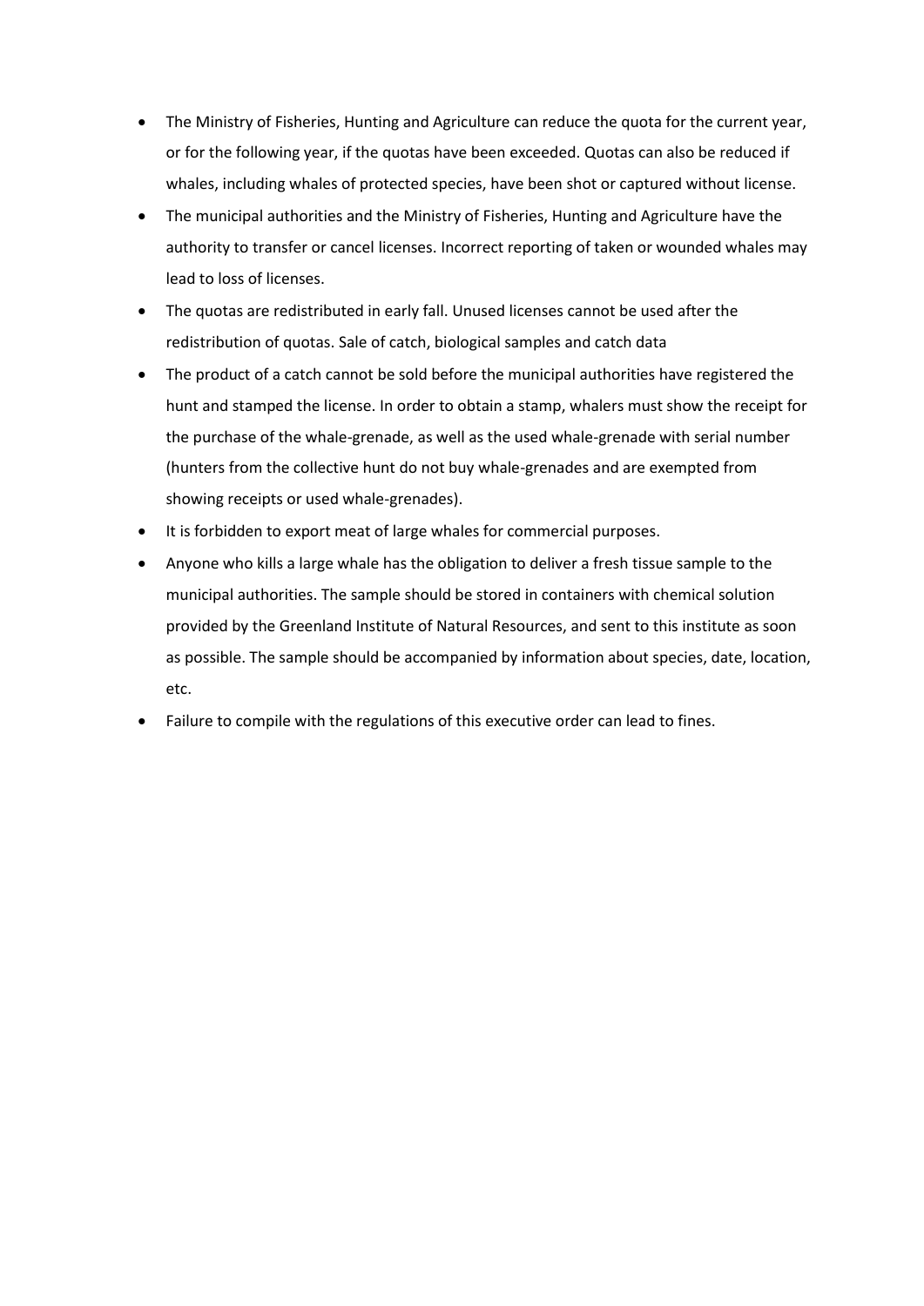- The Ministry of Fisheries, Hunting and Agriculture can reduce the quota for the current year, or for the following year, if the quotas have been exceeded. Quotas can also be reduced if whales, including whales of protected species, have been shot or captured without license.
- The municipal authorities and the Ministry of Fisheries, Hunting and Agriculture have the authority to transfer or cancel licenses. Incorrect reporting of taken or wounded whales may lead to loss of licenses.
- The quotas are redistributed in early fall. Unused licenses cannot be used after the redistribution of quotas. Sale of catch, biological samples and catch data
- The product of a catch cannot be sold before the municipal authorities have registered the hunt and stamped the license. In order to obtain a stamp, whalers must show the receipt for the purchase of the whale-grenade, as well as the used whale-grenade with serial number (hunters from the collective hunt do not buy whale-grenades and are exempted from showing receipts or used whale-grenades).
- It is forbidden to export meat of large whales for commercial purposes.
- Anyone who kills a large whale has the obligation to deliver a fresh tissue sample to the municipal authorities. The sample should be stored in containers with chemical solution provided by the Greenland Institute of Natural Resources, and sent to this institute as soon as possible. The sample should be accompanied by information about species, date, location, etc.
- Failure to compile with the regulations of this executive order can lead to fines.